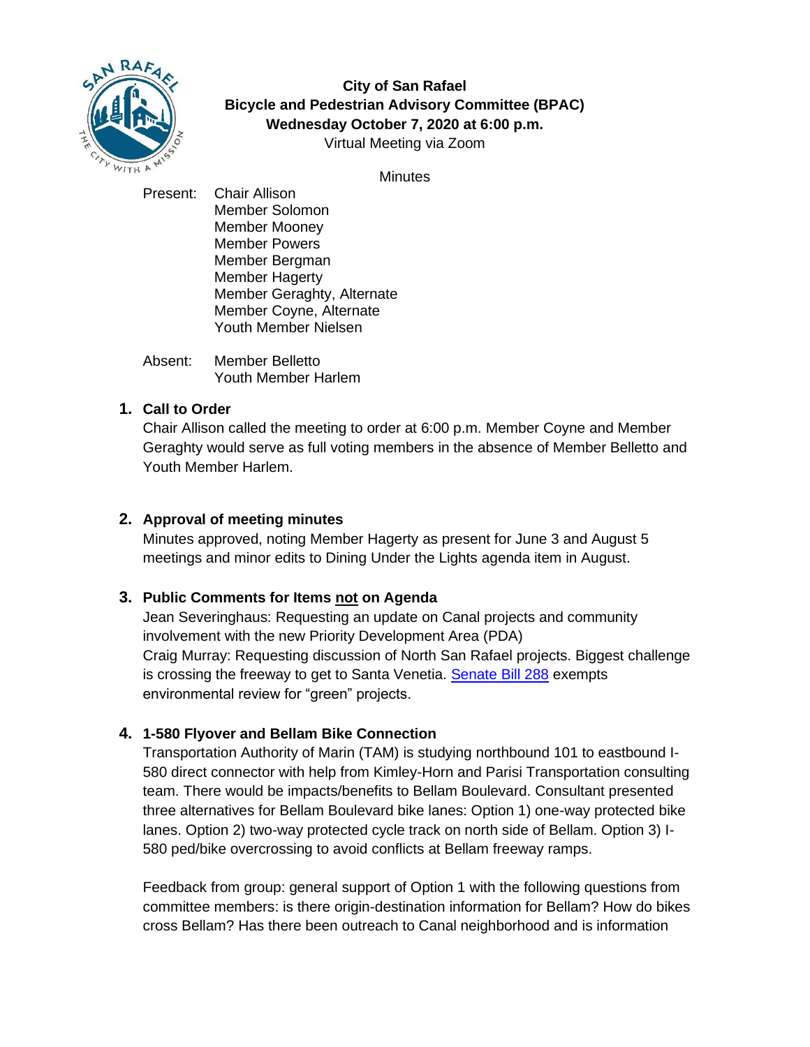**City of San Rafael**
**Bicycle and Pedestrian Advisory Committee (BPAC)**
**Wednesday October 7, 2020 at 6:00 p.m.**
Virtual Meeting via Zoom

Minutes

Present: Chair Allison
Member Solomon
Member Mooney
Member Powers
Member Bergman
Member Hagerty
Member Geraghty, Alternate
Member Coyne, Alternate
Youth Member Nielsen

Absent: Member Belletto
Youth Member Harlem

1. **Call to Order**
Chair Allison called the meeting to order at 6:00 p.m. Member Coyne and Member Geraghty would serve as full voting members in the absence of Member Belletto and Youth Member Harlem.

2. **Approval of meeting minutes**
Minutes approved, noting Member Hagerty as present for June 3 and August 5 meetings and minor edits to Dining Under the Lights agenda item in August.

3. **Public Comments for Items not on Agenda**
Jean Severinghaus: Requesting an update on Canal projects and community involvement with the new Priority Development Area (PDA)
Craig Murray: Requesting discussion of North San Rafael projects. Biggest challenge is crossing the freeway to get to Santa Venetia. Senate Bill 288 exempts environmental review for "green" projects.

4. **1-580 Flyover and Bellam Bike Connection**
Transportation Authority of Marin (TAM) is studying northbound 101 to eastbound I-580 direct connector with help from Kimley-Horn and Parisi Transportation consulting team. There would be impacts/benefits to Bellam Boulevard. Consultant presented three alternatives for Bellam Boulevard bike lanes: Option 1) one-way protected bike lanes. Option 2) two-way protected cycle track on north side of Bellam. Option 3) I-580 ped/bike overcrossing to avoid conflicts at Bellam freeway ramps.

Feedback from group: general support of Option 1 with the following questions from committee members: is there origin-destination information for Bellam? How do bikes cross Bellam? Has there been outreach to Canal neighborhood and is information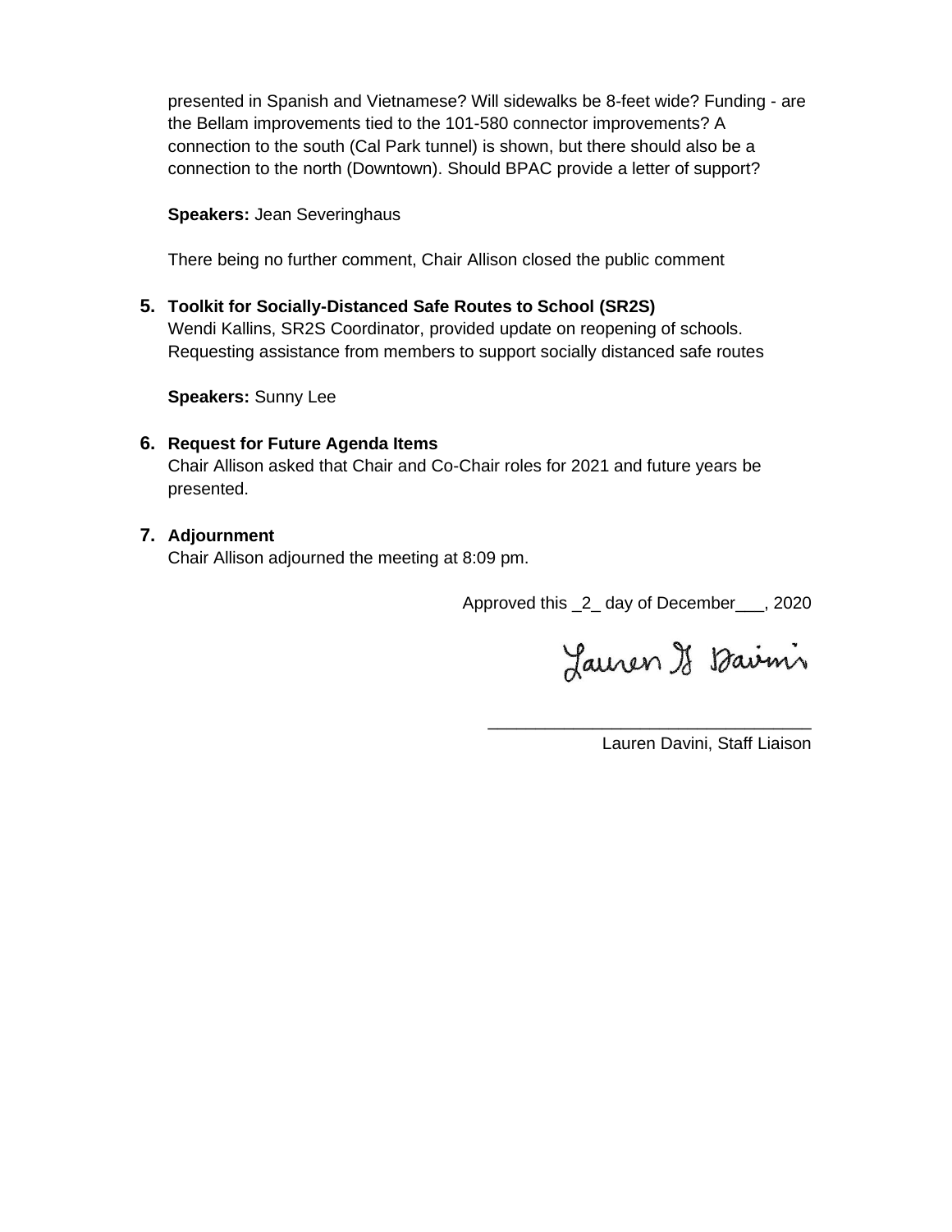presented in Spanish and Vietnamese? Will sidewalks be 8-feet wide? Funding - are the Bellam improvements tied to the 101-580 connector improvements? A connection to the south (Cal Park tunnel) is shown, but there should also be a connection to the north (Downtown). Should BPAC provide a letter of support?

**Speakers:** Jean Severinghaus

There being no further comment, Chair Allison closed the public comment

5. **Toolkit for Socially-Distanced Safe Routes to School (SR2S)**
   Wendi Kallins, SR2S Coordinator, provided update on reopening of schools. Requesting assistance from members to support socially distanced safe routes

   **Speakers:** Sunny Lee

6. **Request for Future Agenda Items**
   Chair Allison asked that Chair and Co-Chair roles for 2021 and future years be presented.

7. **Adjournment**
   Chair Allison adjourned the meeting at 8:09 pm.

Approved this _2_ day of December___, 2020

Lauren G Davini

___________________________________
Lauren Davini, Staff Liaison